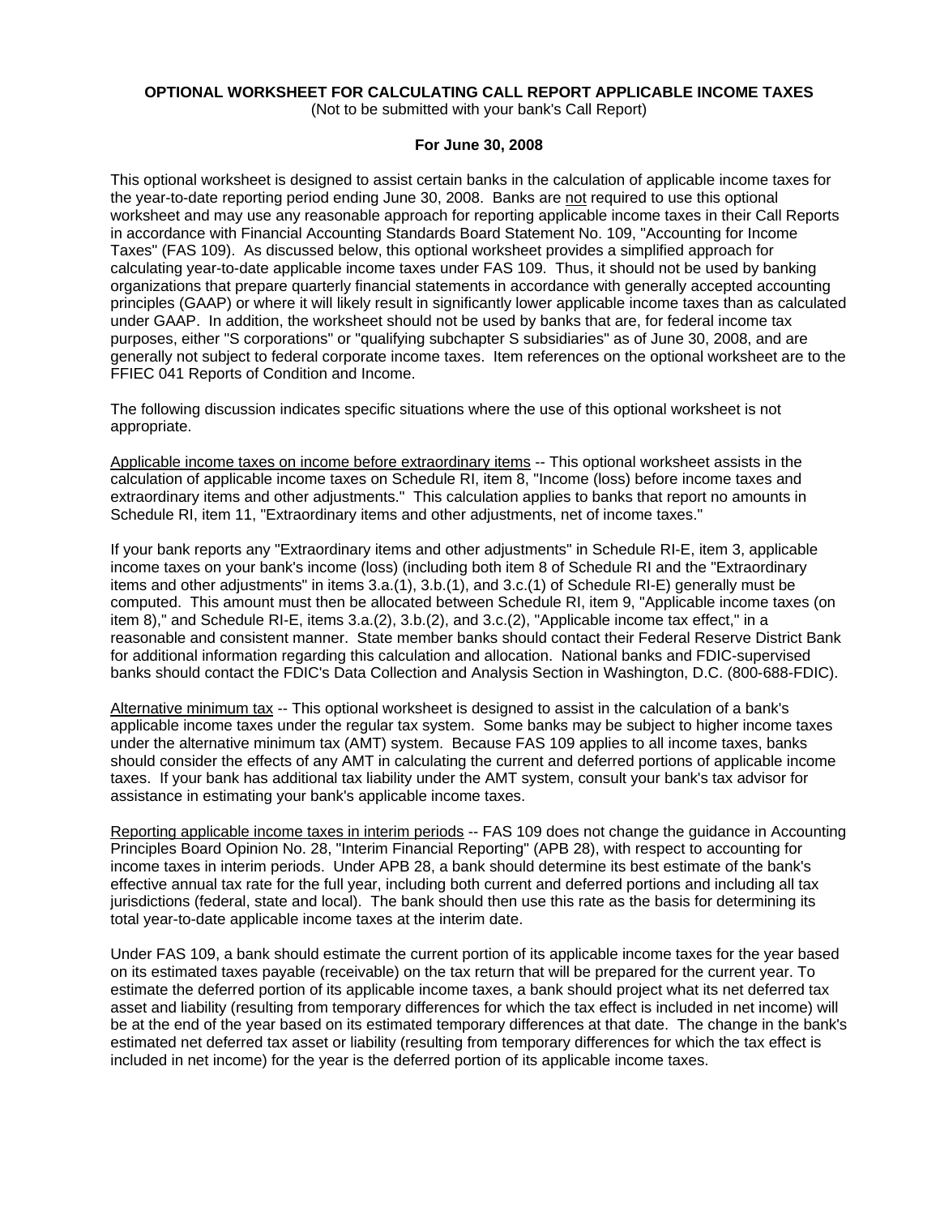**OPTIONAL WORKSHEET FOR CALCULATING CALL REPORT APPLICABLE INCOME TAXES**

(Not to be submitted with your bank's Call Report)

**For June 30, 2008**

This optional worksheet is designed to assist certain banks in the calculation of applicable income taxes for the year-to-date reporting period ending June 30, 2008. Banks are not required to use this optional worksheet and may use any reasonable approach for reporting applicable income taxes in their Call Reports in accordance with Financial Accounting Standards Board Statement No. 109, "Accounting for Income Taxes" (FAS 109). As discussed below, this optional worksheet provides a simplified approach for calculating year-to-date applicable income taxes under FAS 109. Thus, it should not be used by banking organizations that prepare quarterly financial statements in accordance with generally accepted accounting principles (GAAP) or where it will likely result in significantly lower applicable income taxes than as calculated under GAAP. In addition, the worksheet should not be used by banks that are, for federal income tax purposes, either "S corporations" or "qualifying subchapter S subsidiaries" as of June 30, 2008, and are generally not subject to federal corporate income taxes. Item references on the optional worksheet are to the FFIEC 041 Reports of Condition and Income.

The following discussion indicates specific situations where the use of this optional worksheet is not appropriate.

Applicable income taxes on income before extraordinary items -- This optional worksheet assists in the calculation of applicable income taxes on Schedule RI, item 8, "Income (loss) before income taxes and extraordinary items and other adjustments." This calculation applies to banks that report no amounts in Schedule RI, item 11, "Extraordinary items and other adjustments, net of income taxes."

If your bank reports any "Extraordinary items and other adjustments" in Schedule RI-E, item 3, applicable income taxes on your bank's income (loss) (including both item 8 of Schedule RI and the "Extraordinary items and other adjustments" in items 3.a.(1), 3.b.(1), and 3.c.(1) of Schedule RI-E) generally must be computed. This amount must then be allocated between Schedule RI, item 9, "Applicable income taxes (on item 8)," and Schedule RI-E, items 3.a.(2), 3.b.(2), and 3.c.(2), "Applicable income tax effect," in a reasonable and consistent manner. State member banks should contact their Federal Reserve District Bank for additional information regarding this calculation and allocation. National banks and FDIC-supervised banks should contact the FDIC's Data Collection and Analysis Section in Washington, D.C. (800-688-FDIC).

Alternative minimum tax -- This optional worksheet is designed to assist in the calculation of a bank's applicable income taxes under the regular tax system. Some banks may be subject to higher income taxes under the alternative minimum tax (AMT) system. Because FAS 109 applies to all income taxes, banks should consider the effects of any AMT in calculating the current and deferred portions of applicable income taxes. If your bank has additional tax liability under the AMT system, consult your bank's tax advisor for assistance in estimating your bank's applicable income taxes.

Reporting applicable income taxes in interim periods -- FAS 109 does not change the guidance in Accounting Principles Board Opinion No. 28, "Interim Financial Reporting" (APB 28), with respect to accounting for income taxes in interim periods. Under APB 28, a bank should determine its best estimate of the bank's effective annual tax rate for the full year, including both current and deferred portions and including all tax jurisdictions (federal, state and local). The bank should then use this rate as the basis for determining its total year-to-date applicable income taxes at the interim date.

Under FAS 109, a bank should estimate the current portion of its applicable income taxes for the year based on its estimated taxes payable (receivable) on the tax return that will be prepared for the current year. To estimate the deferred portion of its applicable income taxes, a bank should project what its net deferred tax asset and liability (resulting from temporary differences for which the tax effect is included in net income) will be at the end of the year based on its estimated temporary differences at that date. The change in the bank's estimated net deferred tax asset or liability (resulting from temporary differences for which the tax effect is included in net income) for the year is the deferred portion of its applicable income taxes.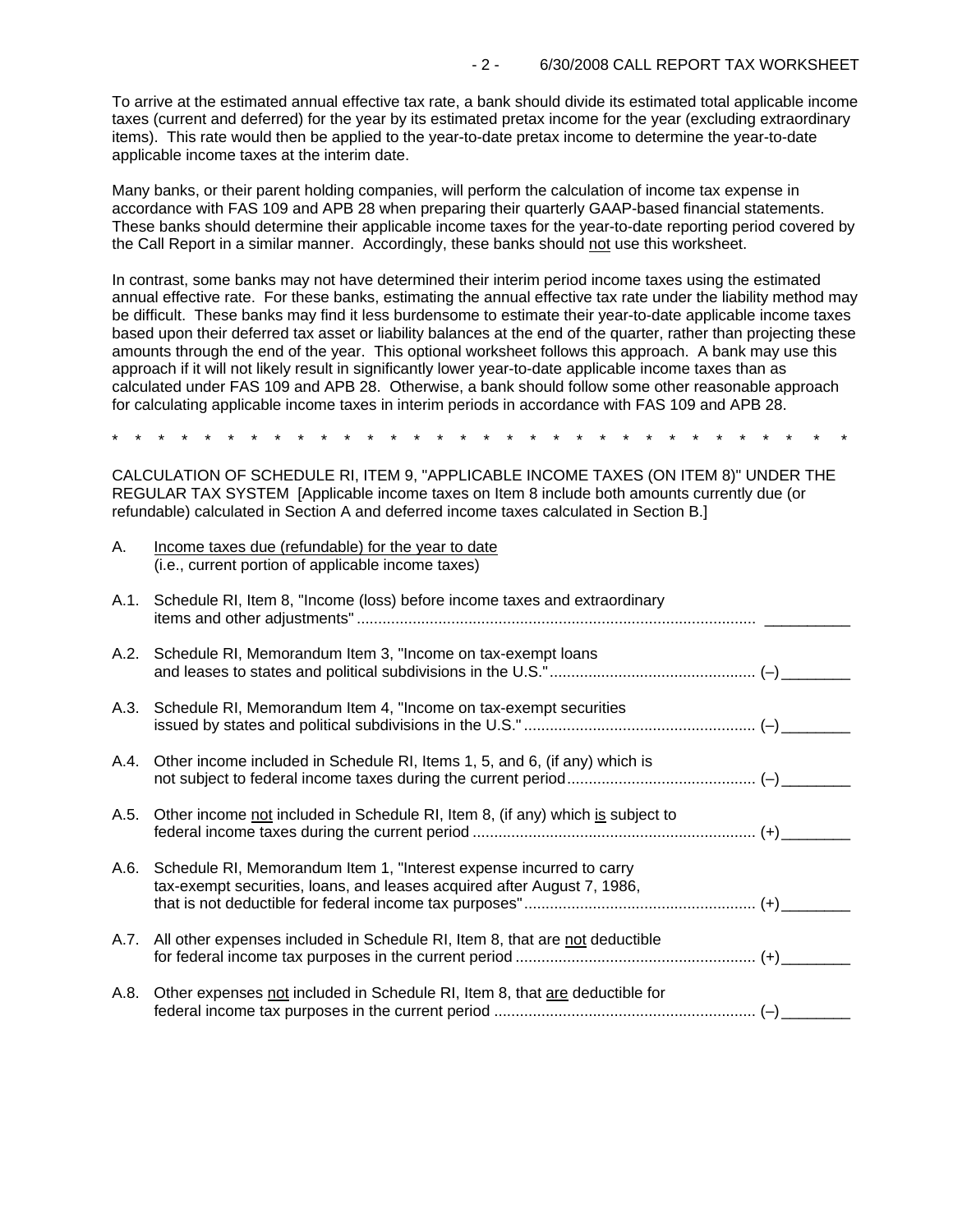To arrive at the estimated annual effective tax rate, a bank should divide its estimated total applicable income taxes (current and deferred) for the year by its estimated pretax income for the year (excluding extraordinary items). This rate would then be applied to the year-to-date pretax income to determine the year-to-date applicable income taxes at the interim date.

Many banks, or their parent holding companies, will perform the calculation of income tax expense in accordance with FAS 109 and APB 28 when preparing their quarterly GAAP-based financial statements. These banks should determine their applicable income taxes for the year-to-date reporting period covered by the Call Report in a similar manner. Accordingly, these banks should not use this worksheet.

In contrast, some banks may not have determined their interim period income taxes using the estimated annual effective rate. For these banks, estimating the annual effective tax rate under the liability method may be difficult. These banks may find it less burdensome to estimate their year-to-date applicable income taxes based upon their deferred tax asset or liability balances at the end of the quarter, rather than projecting these amounts through the end of the year. This optional worksheet follows this approach. A bank may use this approach if it will not likely result in significantly lower year-to-date applicable income taxes than as calculated under FAS 109 and APB 28. Otherwise, a bank should follow some other reasonable approach for calculating applicable income taxes in interim periods in accordance with FAS 109 and APB 28.

\* \* \* \* \* \* \* \* \* \* \* \* \* \* \* \* \* \* \* \* \* \* \* \* \* \* \* \* \* \* \* \* \*

CALCULATION OF SCHEDULE RI, ITEM 9, "APPLICABLE INCOME TAXES (ON ITEM 8)" UNDER THE REGULAR TAX SYSTEM [Applicable income taxes on Item 8 include both amounts currently due (or refundable) calculated in Section A and deferred income taxes calculated in Section B.]

A. Income taxes due (refundable) for the year to date
(i.e., current portion of applicable income taxes)

A.1. Schedule RI, Item 8, "Income (loss) before income taxes and extraordinary items and other adjustments" .............................................................................................. __________

A.2. Schedule RI, Memorandum Item 3, "Income on tax-exempt loans and leases to states and political subdivisions in the U.S." ................................................ (–) ________

A.3. Schedule RI, Memorandum Item 4, "Income on tax-exempt securities issued by states and political subdivisions in the U.S." ..................................................... (–) ________

A.4. Other income included in Schedule RI, Items 1, 5, and 6, (if any) which is not subject to federal income taxes during the current period ........................................... (–) ________

A.5. Other income not included in Schedule RI, Item 8, (if any) which is subject to federal income taxes during the current period .................................................................. (+) ________

A.6. Schedule RI, Memorandum Item 1, "Interest expense incurred to carry tax-exempt securities, loans, and leases acquired after August 7, 1986, that is not deductible for federal income tax purposes" ..................................................... (+) ________

A.7. All other expenses included in Schedule RI, Item 8, that are not deductible for federal income tax purposes in the current period ....................................................... (+) ________

A.8. Other expenses not included in Schedule RI, Item 8, that are deductible for federal income tax purposes in the current period ............................................................ (–) ________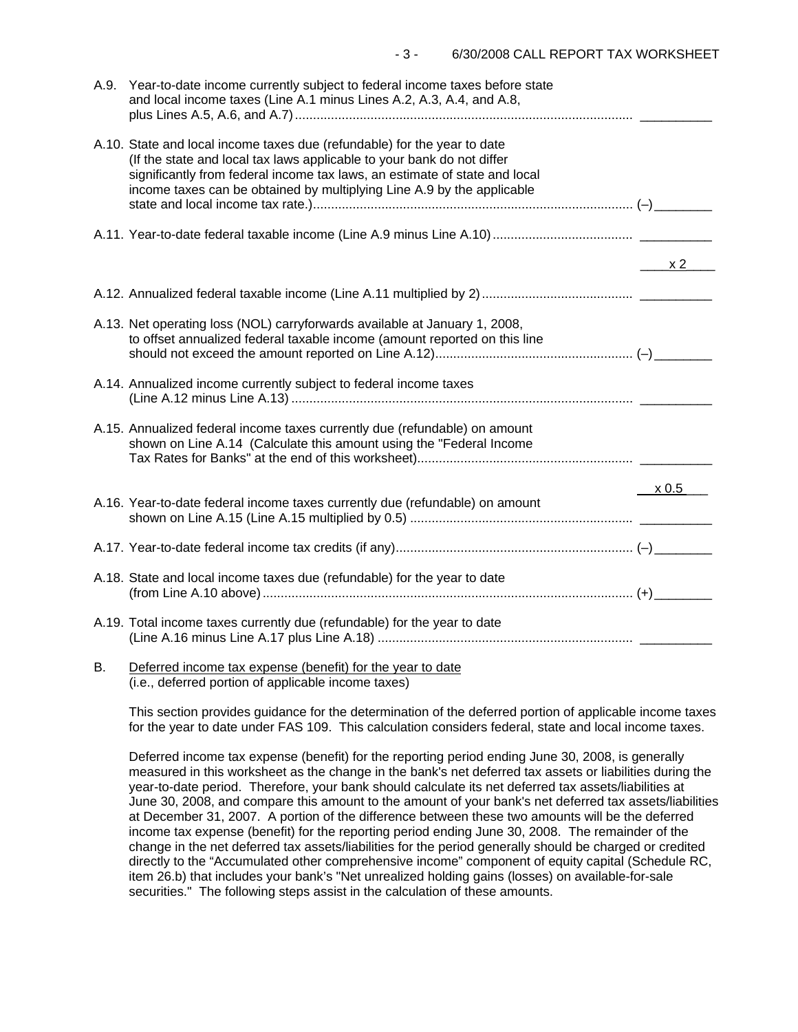A.9. Year-to-date income currently subject to federal income taxes before state and local income taxes (Line A.1 minus Lines A.2, A.3, A.4, and A.8, plus Lines A.5, A.6, and A.7) .......... __________

A.10. State and local income taxes due (refundable) for the year to date (If the state and local tax laws applicable to your bank do not differ significantly from federal income tax laws, an estimate of state and local income taxes can be obtained by multiplying Line A.9 by the applicable state and local income tax rate.) .......... (–) ________

A.11. Year-to-date federal taxable income (Line A.9 minus Line A.10) .......... __________

x 2

A.12. Annualized federal taxable income (Line A.11 multiplied by 2) .......... __________

A.13. Net operating loss (NOL) carryforwards available at January 1, 2008, to offset annualized federal taxable income (amount reported on this line should not exceed the amount reported on Line A.12) .......... (–) ________

A.14. Annualized income currently subject to federal income taxes (Line A.12 minus Line A.13) .......... __________

A.15. Annualized federal income taxes currently due (refundable) on amount shown on Line A.14 (Calculate this amount using the "Federal Income Tax Rates for Banks" at the end of this worksheet) .......... __________

x 0.5

A.16. Year-to-date federal income taxes currently due (refundable) on amount shown on Line A.15 (Line A.15 multiplied by 0.5) .......... __________

A.17. Year-to-date federal income tax credits (if any) .......... (–) ________

A.18. State and local income taxes due (refundable) for the year to date (from Line A.10 above) .......... (+) ________

A.19. Total income taxes currently due (refundable) for the year to date (Line A.16 minus Line A.17 plus Line A.18) .......... __________

B. Deferred income tax expense (benefit) for the year to date
(i.e., deferred portion of applicable income taxes)

This section provides guidance for the determination of the deferred portion of applicable income taxes for the year to date under FAS 109. This calculation considers federal, state and local income taxes.

Deferred income tax expense (benefit) for the reporting period ending June 30, 2008, is generally measured in this worksheet as the change in the bank's net deferred tax assets or liabilities during the year-to-date period. Therefore, your bank should calculate its net deferred tax assets/liabilities at June 30, 2008, and compare this amount to the amount of your bank's net deferred tax assets/liabilities at December 31, 2007. A portion of the difference between these two amounts will be the deferred income tax expense (benefit) for the reporting period ending June 30, 2008. The remainder of the change in the net deferred tax assets/liabilities for the period generally should be charged or credited directly to the "Accumulated other comprehensive income" component of equity capital (Schedule RC, item 26.b) that includes your bank's "Net unrealized holding gains (losses) on available-for-sale securities." The following steps assist in the calculation of these amounts.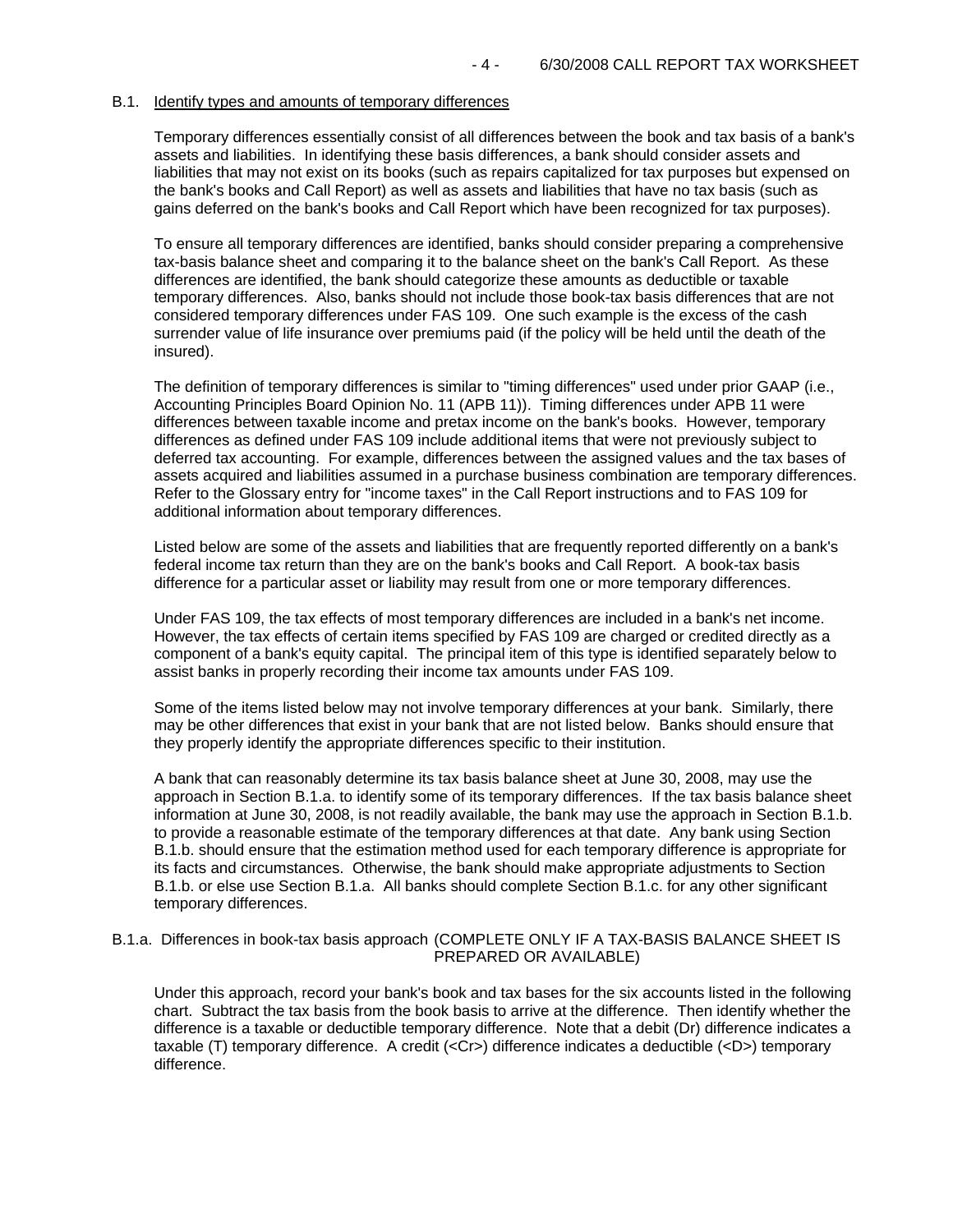### B.1. Identify types and amounts of temporary differences

Temporary differences essentially consist of all differences between the book and tax basis of a bank's assets and liabilities. In identifying these basis differences, a bank should consider assets and liabilities that may not exist on its books (such as repairs capitalized for tax purposes but expensed on the bank's books and Call Report) as well as assets and liabilities that have no tax basis (such as gains deferred on the bank's books and Call Report which have been recognized for tax purposes).

To ensure all temporary differences are identified, banks should consider preparing a comprehensive tax-basis balance sheet and comparing it to the balance sheet on the bank's Call Report. As these differences are identified, the bank should categorize these amounts as deductible or taxable temporary differences. Also, banks should not include those book-tax basis differences that are not considered temporary differences under FAS 109. One such example is the excess of the cash surrender value of life insurance over premiums paid (if the policy will be held until the death of the insured).

The definition of temporary differences is similar to "timing differences" used under prior GAAP (i.e., Accounting Principles Board Opinion No. 11 (APB 11)). Timing differences under APB 11 were differences between taxable income and pretax income on the bank's books. However, temporary differences as defined under FAS 109 include additional items that were not previously subject to deferred tax accounting. For example, differences between the assigned values and the tax bases of assets acquired and liabilities assumed in a purchase business combination are temporary differences. Refer to the Glossary entry for "income taxes" in the Call Report instructions and to FAS 109 for additional information about temporary differences.

Listed below are some of the assets and liabilities that are frequently reported differently on a bank's federal income tax return than they are on the bank's books and Call Report. A book-tax basis difference for a particular asset or liability may result from one or more temporary differences.

Under FAS 109, the tax effects of most temporary differences are included in a bank's net income. However, the tax effects of certain items specified by FAS 109 are charged or credited directly as a component of a bank's equity capital. The principal item of this type is identified separately below to assist banks in properly recording their income tax amounts under FAS 109.

Some of the items listed below may not involve temporary differences at your bank. Similarly, there may be other differences that exist in your bank that are not listed below. Banks should ensure that they properly identify the appropriate differences specific to their institution.

A bank that can reasonably determine its tax basis balance sheet at June 30, 2008, may use the approach in Section B.1.a. to identify some of its temporary differences. If the tax basis balance sheet information at June 30, 2008, is not readily available, the bank may use the approach in Section B.1.b. to provide a reasonable estimate of the temporary differences at that date. Any bank using Section B.1.b. should ensure that the estimation method used for each temporary difference is appropriate for its facts and circumstances. Otherwise, the bank should make appropriate adjustments to Section B.1.b. or else use Section B.1.a. All banks should complete Section B.1.c. for any other significant temporary differences.

### B.1.a. Differences in book-tax basis approach (COMPLETE ONLY IF A TAX-BASIS BALANCE SHEET IS PREPARED OR AVAILABLE)

Under this approach, record your bank's book and tax bases for the six accounts listed in the following chart. Subtract the tax basis from the book basis to arrive at the difference. Then identify whether the difference is a taxable or deductible temporary difference. Note that a debit (Dr) difference indicates a taxable (T) temporary difference. A credit (<Cr>) difference indicates a deductible (<D>) temporary difference.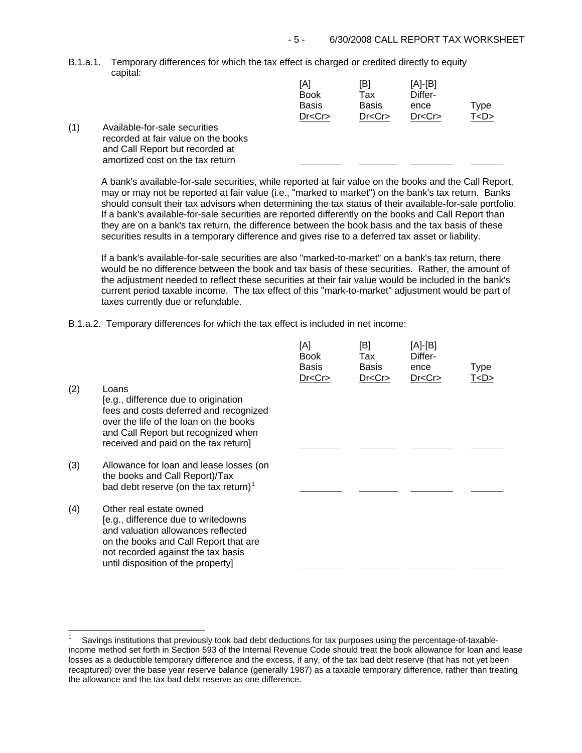B.1.a.1. Temporary differences for which the tax effect is charged or credited directly to equity capital:

| | | [A] Book Basis Dr<Cr> | [B] Tax Basis Dr<Cr> | [A]-[B] Difference Dr<Cr> | Type T<D> |
|---|---|---|---|---|---|
| (1) | Available-for-sale securities recorded at fair value on the books and Call Report but recorded at amortized cost on the tax return | ________ | ________ | ________ | ______ |

A bank's available-for-sale securities, while reported at fair value on the books and the Call Report, may or may not be reported at fair value (i.e., "marked to market") on the bank's tax return. Banks should consult their tax advisors when determining the tax status of their available-for-sale portfolio. If a bank's available-for-sale securities are reported differently on the books and Call Report than they are on a bank's tax return, the difference between the book basis and the tax basis of these securities results in a temporary difference and gives rise to a deferred tax asset or liability.

If a bank's available-for-sale securities are also "marked-to-market" on a bank's tax return, there would be no difference between the book and tax basis of these securities. Rather, the amount of the adjustment needed to reflect these securities at their fair value would be included in the bank's current period taxable income. The tax effect of this "mark-to-market" adjustment would be part of taxes currently due or refundable.

B.1.a.2. Temporary differences for which the tax effect is included in net income:

| | | [A] Book Basis Dr<Cr> | [B] Tax Basis Dr<Cr> | [A]-[B] Difference Dr<Cr> | Type T<D> |
|---|---|---|---|---|---|
| (2) | Loans [e.g., difference due to origination fees and costs deferred and recognized over the life of the loan on the books and Call Report but recognized when received and paid on the tax return] | ________ | ________ | ________ | ______ |
| (3) | Allowance for loan and lease losses (on the books and Call Report)/Tax bad debt reserve (on the tax return)[1] | ________ | ________ | ________ | ______ |
| (4) | Other real estate owned [e.g., difference due to writedowns and valuation allowances reflected on the books and Call Report that are not recorded against the tax basis until disposition of the property] | ________ | ________ | ________ | ______ |

---

[1] Savings institutions that previously took bad debt deductions for tax purposes using the percentage-of-taxable-income method set forth in Section 593 of the Internal Revenue Code should treat the book allowance for loan and lease losses as a deductible temporary difference and the excess, if any, of the tax bad debt reserve (that has not yet been recaptured) over the base year reserve balance (generally 1987) as a taxable temporary difference, rather than treating the allowance and the tax bad debt reserve as one difference.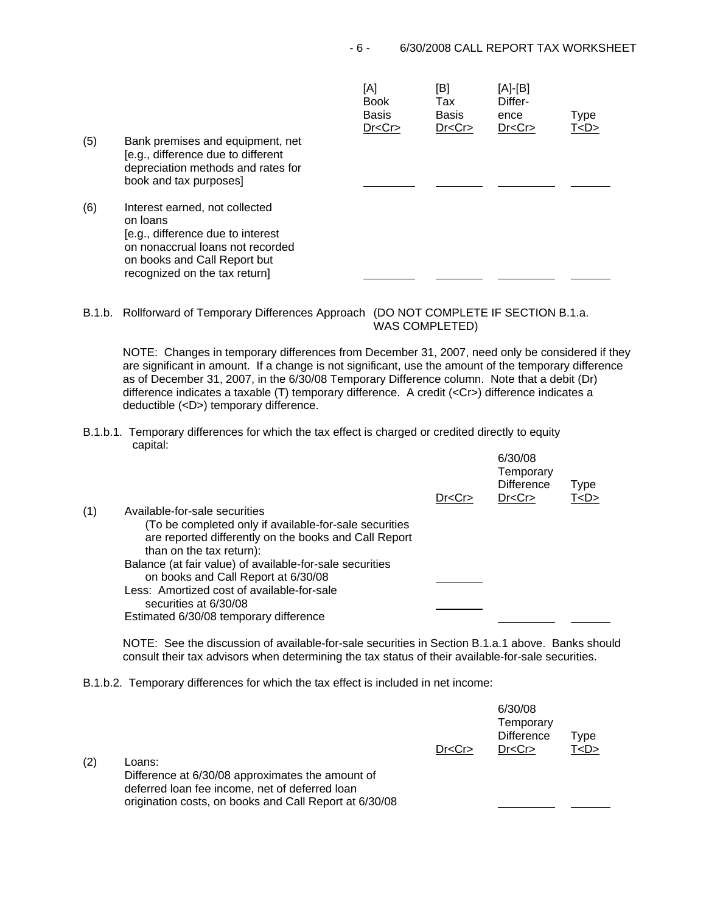| | | [A] Book Basis Dr<Cr> | [B] Tax Basis Dr<Cr> | [A]-[B] Difference Dr<Cr> | Type T<D> |
|---|---|---|---|---|---|
| (5) | Bank premises and equipment, net [e.g., difference due to different depreciation methods and rates for book and tax purposes] | ________ | ________ | ________ | ______ |
| (6) | Interest earned, not collected on loans [e.g., difference due to interest on nonaccrual loans not recorded on books and Call Report but recognized on the tax return] | ________ | ________ | ________ | ______ |

B.1.b. Rollforward of Temporary Differences Approach (DO NOT COMPLETE IF SECTION B.1.a. WAS COMPLETED)

NOTE: Changes in temporary differences from December 31, 2007, need only be considered if they are significant in amount. If a change is not significant, use the amount of the temporary difference as of December 31, 2007, in the 6/30/08 Temporary Difference column. Note that a debit (Dr) difference indicates a taxable (T) temporary difference. A credit (<Cr>) difference indicates a deductible (<D>) temporary difference.

B.1.b.1. Temporary differences for which the tax effect is charged or credited directly to equity capital:

| | | Dr<Cr> | 6/30/08 Temporary Difference Dr<Cr> | Type T<D> |
|---|---|---|---|---|
| (1) | Available-for-sale securities (To be completed only if available-for-sale securities are reported differently on the books and Call Report than on the tax return): | | | |
| | Balance (at fair value) of available-for-sale securities on books and Call Report at 6/30/08 | ________ | | |
| | Less: Amortized cost of available-for-sale securities at 6/30/08 | ________ | | |
| | Estimated 6/30/08 temporary difference | | ________ | ______ |

NOTE: See the discussion of available-for-sale securities in Section B.1.a.1 above. Banks should consult their tax advisors when determining the tax status of their available-for-sale securities.

B.1.b.2. Temporary differences for which the tax effect is included in net income:

| | | Dr<Cr> | 6/30/08 Temporary Difference Dr<Cr> | Type T<D> |
|---|---|---|---|---|
| (2) | Loans: Difference at 6/30/08 approximates the amount of deferred loan fee income, net of deferred loan origination costs, on books and Call Report at 6/30/08 | | ________ | ______ |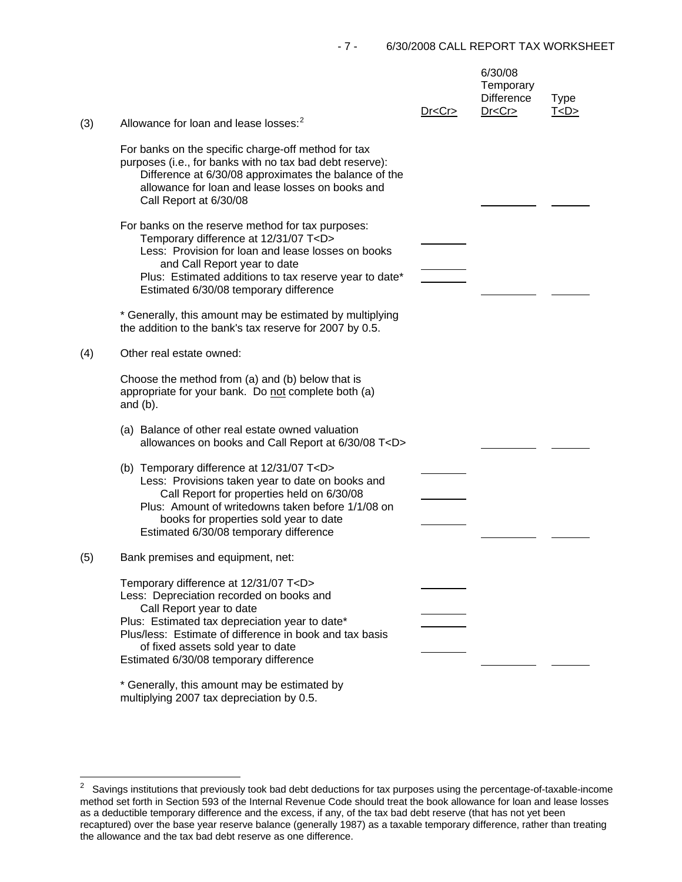| | | Dr<Cr> | 6/30/08 Temporary Difference Dr<Cr> | Type T<D> |
|---|---|---|---|---|
| (3) | Allowance for loan and lease losses:[2] | | | |
| | For banks on the specific charge-off method for tax purposes (i.e., for banks with no tax bad debt reserve): Difference at 6/30/08 approximates the balance of the allowance for loan and lease losses on books and Call Report at 6/30/08 | | ________ | ______ |
| | For banks on the reserve method for tax purposes: | | | |
| | Temporary difference at 12/31/07 T<D> | ________ | | |
| | Less: Provision for loan and lease losses on books and Call Report year to date | ________ | | |
| | Plus: Estimated additions to tax reserve year to date* | ________ | | |
| | Estimated 6/30/08 temporary difference | | ________ | ______ |
| | * Generally, this amount may be estimated by multiplying the addition to the bank's tax reserve for 2007 by 0.5. | | | |
| (4) | Other real estate owned: | | | |
| | Choose the method from (a) and (b) below that is appropriate for your bank. Do not complete both (a) and (b). | | | |
| | (a) Balance of other real estate owned valuation allowances on books and Call Report at 6/30/08 T<D> | | ________ | ______ |
| | (b) Temporary difference at 12/31/07 T<D> | ________ | | |
| | Less: Provisions taken year to date on books and Call Report for properties held on 6/30/08 | ________ | | |
| | Plus: Amount of writedowns taken before 1/1/08 on books for properties sold year to date | ________ | | |
| | Estimated 6/30/08 temporary difference | | ________ | ______ |
| (5) | Bank premises and equipment, net: | | | |
| | Temporary difference at 12/31/07 T<D> | ________ | | |
| | Less: Depreciation recorded on books and Call Report year to date | ________ | | |
| | Plus: Estimated tax depreciation year to date* | ________ | | |
| | Plus/less: Estimate of difference in book and tax basis of fixed assets sold year to date | ________ | | |
| | Estimated 6/30/08 temporary difference | | ________ | ______ |
| | * Generally, this amount may be estimated by multiplying 2007 tax depreciation by 0.5. | | | |

[2] Savings institutions that previously took bad debt deductions for tax purposes using the percentage-of-taxable-income method set forth in Section 593 of the Internal Revenue Code should treat the book allowance for loan and lease losses as a deductible temporary difference and the excess, if any, of the tax bad debt reserve (that has not yet been recaptured) over the base year reserve balance (generally 1987) as a taxable temporary difference, rather than treating the allowance and the tax bad debt reserve as one difference.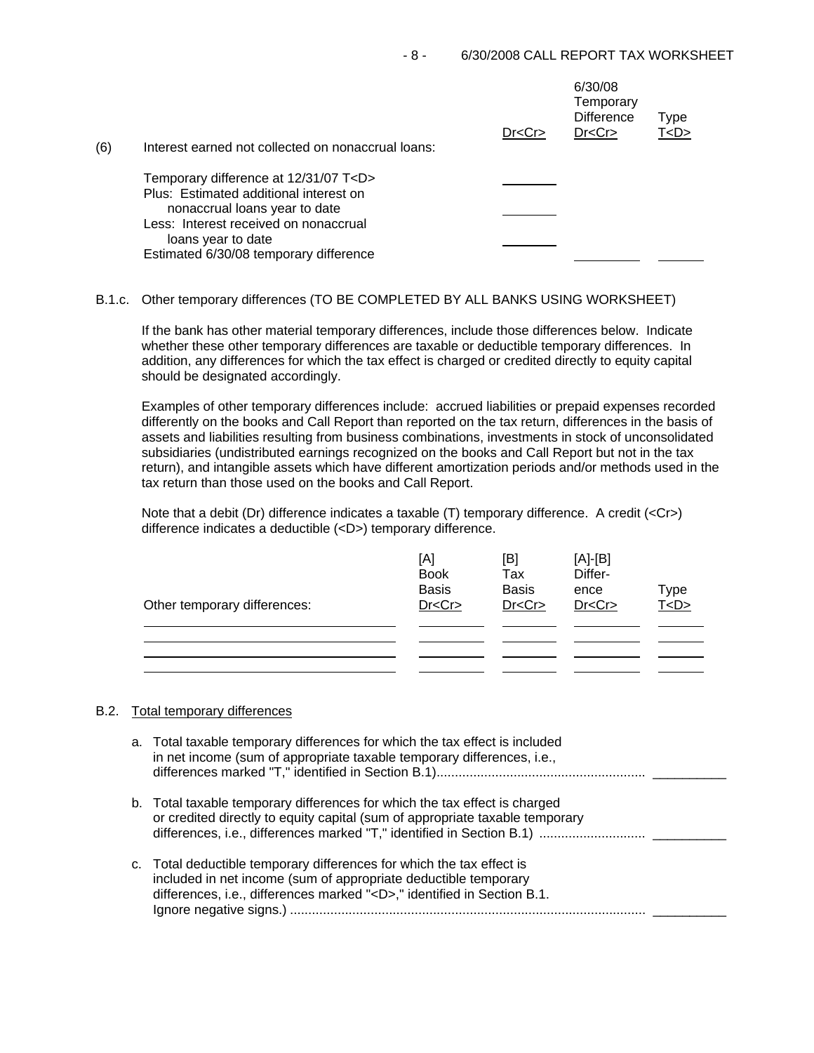| (6) Interest earned not collected on nonaccrual loans: | Dr<Cr> | 6/30/08 Temporary Difference Dr<Cr> | Type T<D> |
|---|---|---|---|
| Temporary difference at 12/31/07 T<D> | ______ | | |
| Plus: Estimated additional interest on nonaccrual loans year to date | ______ | | |
| Less: Interest received on nonaccrual loans year to date | ______ | | |
| Estimated 6/30/08 temporary difference | | ______ | ______ |

B.1.c. Other temporary differences (TO BE COMPLETED BY ALL BANKS USING WORKSHEET)

If the bank has other material temporary differences, include those differences below. Indicate whether these other temporary differences are taxable or deductible temporary differences. In addition, any differences for which the tax effect is charged or credited directly to equity capital should be designated accordingly.

Examples of other temporary differences include: accrued liabilities or prepaid expenses recorded differently on the books and Call Report than reported on the tax return, differences in the basis of assets and liabilities resulting from business combinations, investments in stock of unconsolidated subsidiaries (undistributed earnings recognized on the books and Call Report but not in the tax return), and intangible assets which have different amortization periods and/or methods used in the tax return than those used on the books and Call Report.

Note that a debit (Dr) difference indicates a taxable (T) temporary difference. A credit (<Cr>) difference indicates a deductible (<D>) temporary difference.

| Other temporary differences: | [A] Book Basis Dr<Cr> | [B] Tax Basis Dr<Cr> | [A]-[B] Difference Dr<Cr> | Type T<D> |
|---|---|---|---|---|
| ______ | ______ | ______ | ______ | ______ |
| ______ | ______ | ______ | ______ | ______ |
| ______ | ______ | ______ | ______ | ______ |
| ______ | ______ | ______ | ______ | ______ |

B.2. Total temporary differences

a. Total taxable temporary differences for which the tax effect is included in net income (sum of appropriate taxable temporary differences, i.e., differences marked "T," identified in Section B.1)........................................................ __________

b. Total taxable temporary differences for which the tax effect is charged or credited directly to equity capital (sum of appropriate taxable temporary differences, i.e., differences marked "T," identified in Section B.1) ............................ __________

c. Total deductible temporary differences for which the tax effect is included in net income (sum of appropriate deductible temporary differences, i.e., differences marked "<D>," identified in Section B.1. Ignore negative signs.) ................................................................................................ __________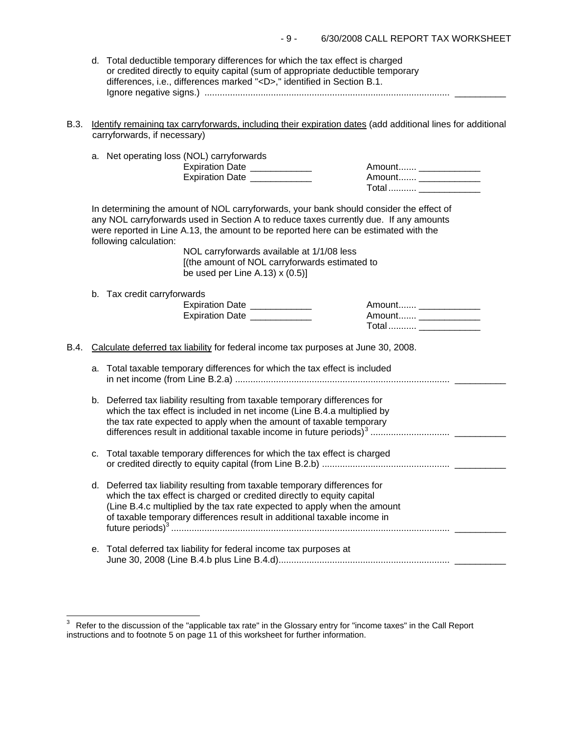d. Total deductible temporary differences for which the tax effect is charged or credited directly to equity capital (sum of appropriate deductible temporary differences, i.e., differences marked "<D>," identified in Section B.1. Ignore negative signs.) ................................................................................................ __________

B.3. Identify remaining tax carryforwards, including their expiration dates (add additional lines for additional carryforwards, if necessary)

a. Net operating loss (NOL) carryforwards

| | |
|---|---|
| Expiration Date ____________ | Amount....... ____________ |
| Expiration Date ____________ | Amount....... ____________ |
| | Total........... ____________ |

In determining the amount of NOL carryforwards, your bank should consider the effect of any NOL carryforwards used in Section A to reduce taxes currently due. If any amounts were reported in Line A.13, the amount to be reported here can be estimated with the following calculation:

NOL carryforwards available at 1/1/08 less [(the amount of NOL carryforwards estimated to be used per Line A.13) x (0.5)]

b. Tax credit carryforwards

| | |
|---|---|
| Expiration Date ____________ | Amount....... ____________ |
| Expiration Date ____________ | Amount....... ____________ |
| | Total........... ____________ |

B.4. Calculate deferred tax liability for federal income tax purposes at June 30, 2008.

a. Total taxable temporary differences for which the tax effect is included in net income (from Line B.2.a) .................................................................................... __________

b. Deferred tax liability resulting from taxable temporary differences for which the tax effect is included in net income (Line B.4.a multiplied by the tax rate expected to apply when the amount of taxable temporary differences result in additional taxable income in future periods)[3] .............................. __________

c. Total taxable temporary differences for which the tax effect is charged or credited directly to equity capital (from Line B.2.b) ................................................. __________

d. Deferred tax liability resulting from taxable temporary differences for which the tax effect is charged or credited directly to equity capital (Line B.4.c multiplied by the tax rate expected to apply when the amount of taxable temporary differences result in additional taxable income in future periods)[3] ............................................................................................................ __________

e. Total deferred tax liability for federal income tax purposes at June 30, 2008 (Line B.4.b plus Line B.4.d)................................................................... __________

---

[3] Refer to the discussion of the "applicable tax rate" in the Glossary entry for "income taxes" in the Call Report instructions and to footnote 5 on page 11 of this worksheet for further information.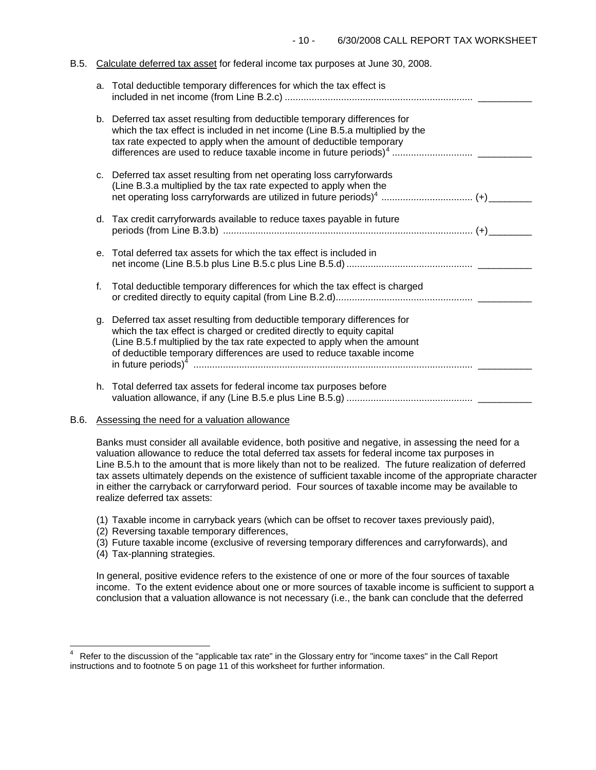B.5. Calculate deferred tax asset for federal income tax purposes at June 30, 2008.

a. Total deductible temporary differences for which the tax effect is included in net income (from Line B.2.c) ...................................................................... __________

b. Deferred tax asset resulting from deductible temporary differences for which the tax effect is included in net income (Line B.5.a multiplied by the tax rate expected to apply when the amount of deductible temporary differences are used to reduce taxable income in future periods)[4] ............................. __________

c. Deferred tax asset resulting from net operating loss carryforwards (Line B.3.a multiplied by the tax rate expected to apply when the net operating loss carryforwards are utilized in future periods)[4] ................................. (+)________

d. Tax credit carryforwards available to reduce taxes payable in future periods (from Line B.3.b) ............................................................................................ (+)________

e. Total deferred tax assets for which the tax effect is included in net income (Line B.5.b plus Line B.5.c plus Line B.5.d) ............................................... __________

f. Total deductible temporary differences for which the tax effect is charged or credited directly to equity capital (from Line B.2.d)................................................... __________

g. Deferred tax asset resulting from deductible temporary differences for which the tax effect is charged or credited directly to equity capital (Line B.5.f multiplied by the tax rate expected to apply when the amount of deductible temporary differences are used to reduce taxable income in future periods)[4] ........................................................................................................ __________

h. Total deferred tax assets for federal income tax purposes before valuation allowance, if any (Line B.5.e plus Line B.5.g) ............................................... __________

B.6. Assessing the need for a valuation allowance

Banks must consider all available evidence, both positive and negative, in assessing the need for a valuation allowance to reduce the total deferred tax assets for federal income tax purposes in Line B.5.h to the amount that is more likely than not to be realized. The future realization of deferred tax assets ultimately depends on the existence of sufficient taxable income of the appropriate character in either the carryback or carryforward period. Four sources of taxable income may be available to realize deferred tax assets:

(1) Taxable income in carryback years (which can be offset to recover taxes previously paid),
(2) Reversing taxable temporary differences,
(3) Future taxable income (exclusive of reversing temporary differences and carryforwards), and
(4) Tax-planning strategies.

In general, positive evidence refers to the existence of one or more of the four sources of taxable income. To the extent evidence about one or more sources of taxable income is sufficient to support a conclusion that a valuation allowance is not necessary (i.e., the bank can conclude that the deferred

---

[4] Refer to the discussion of the "applicable tax rate" in the Glossary entry for "income taxes" in the Call Report instructions and to footnote 5 on page 11 of this worksheet for further information.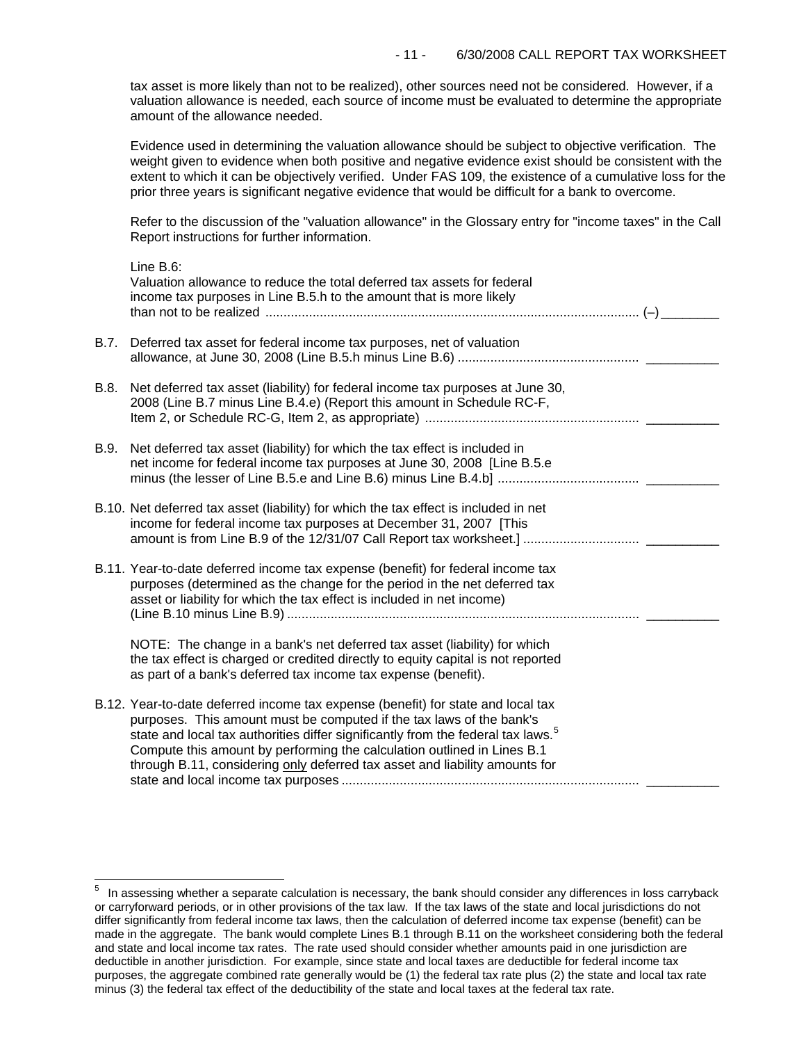tax asset is more likely than not to be realized), other sources need not be considered. However, if a valuation allowance is needed, each source of income must be evaluated to determine the appropriate amount of the allowance needed.

Evidence used in determining the valuation allowance should be subject to objective verification. The weight given to evidence when both positive and negative evidence exist should be consistent with the extent to which it can be objectively verified. Under FAS 109, the existence of a cumulative loss for the prior three years is significant negative evidence that would be difficult for a bank to overcome.

Refer to the discussion of the "valuation allowance" in the Glossary entry for "income taxes" in the Call Report instructions for further information.

Line B.6:
Valuation allowance to reduce the total deferred tax assets for federal income tax purposes in Line B.5.h to the amount that is more likely than not to be realized ........................................................................................ (–) ________

B.7. Deferred tax asset for federal income tax purposes, net of valuation allowance, at June 30, 2008 (Line B.5.h minus Line B.6) .................................................. __________

B.8. Net deferred tax asset (liability) for federal income tax purposes at June 30, 2008 (Line B.7 minus Line B.4.e) (Report this amount in Schedule RC-F, Item 2, or Schedule RC-G, Item 2, as appropriate) .......................................................... __________

B.9. Net deferred tax asset (liability) for which the tax effect is included in net income for federal income tax purposes at June 30, 2008 [Line B.5.e minus (the lesser of Line B.5.e and Line B.6) minus Line B.4.b] ....................................... __________

B.10. Net deferred tax asset (liability) for which the tax effect is included in net income for federal income tax purposes at December 31, 2007 [This amount is from Line B.9 of the 12/31/07 Call Report tax worksheet.] ................................ __________

B.11. Year-to-date deferred income tax expense (benefit) for federal income tax purposes (determined as the change for the period in the net deferred tax asset or liability for which the tax effect is included in net income) (Line B.10 minus Line B.9) ................................................................................................ __________

NOTE: The change in a bank's net deferred tax asset (liability) for which the tax effect is charged or credited directly to equity capital is not reported as part of a bank's deferred tax income tax expense (benefit).

B.12. Year-to-date deferred income tax expense (benefit) for state and local tax purposes. This amount must be computed if the tax laws of the bank's state and local tax authorities differ significantly from the federal tax laws.[5] Compute this amount by performing the calculation outlined in Lines B.1 through B.11, considering <u>only</u> deferred tax asset and liability amounts for state and local income tax purposes ................................................................................. __________

---

[5] In assessing whether a separate calculation is necessary, the bank should consider any differences in loss carryback or carryforward periods, or in other provisions of the tax law. If the tax laws of the state and local jurisdictions do not differ significantly from federal income tax laws, then the calculation of deferred income tax expense (benefit) can be made in the aggregate. The bank would complete Lines B.1 through B.11 on the worksheet considering both the federal and state and local income tax rates. The rate used should consider whether amounts paid in one jurisdiction are deductible in another jurisdiction. For example, since state and local taxes are deductible for federal income tax purposes, the aggregate combined rate generally would be (1) the federal tax rate plus (2) the state and local tax rate minus (3) the federal tax effect of the deductibility of the state and local taxes at the federal tax rate.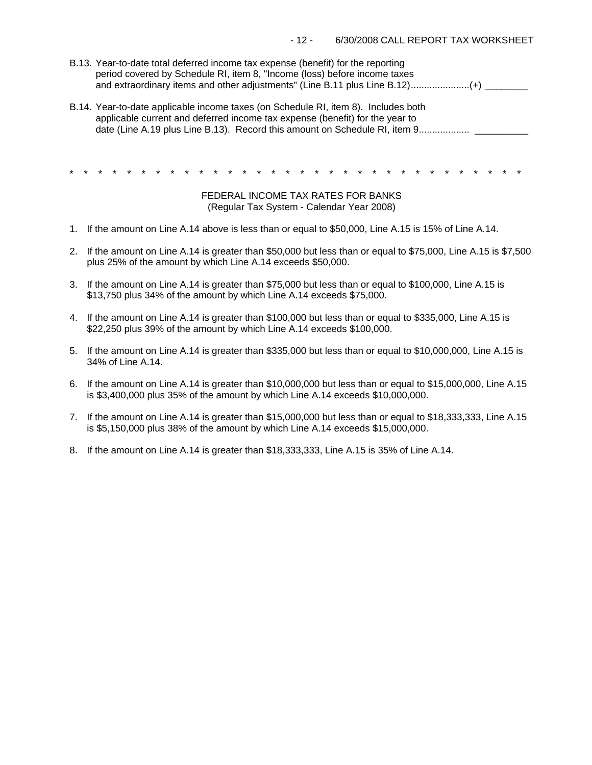B.13. Year-to-date total deferred income tax expense (benefit) for the reporting period covered by Schedule RI, item 8, "Income (loss) before income taxes and extraordinary items and other adjustments" (Line B.11 plus Line B.12)......................(+) ________

B.14. Year-to-date applicable income taxes (on Schedule RI, item 8). Includes both applicable current and deferred income tax expense (benefit) for the year to date (Line A.19 plus Line B.13). Record this amount on Schedule RI, item 9.................. __________

* * * * * * * * * * * * * * * * * * * * * * * * * * * * * * * * *

FEDERAL INCOME TAX RATES FOR BANKS
(Regular Tax System - Calendar Year 2008)

1. If the amount on Line A.14 above is less than or equal to $50,000, Line A.15 is 15% of Line A.14.

2. If the amount on Line A.14 is greater than $50,000 but less than or equal to $75,000, Line A.15 is $7,500 plus 25% of the amount by which Line A.14 exceeds $50,000.

3. If the amount on Line A.14 is greater than $75,000 but less than or equal to $100,000, Line A.15 is $13,750 plus 34% of the amount by which Line A.14 exceeds $75,000.

4. If the amount on Line A.14 is greater than $100,000 but less than or equal to $335,000, Line A.15 is $22,250 plus 39% of the amount by which Line A.14 exceeds $100,000.

5. If the amount on Line A.14 is greater than $335,000 but less than or equal to $10,000,000, Line A.15 is 34% of Line A.14.

6. If the amount on Line A.14 is greater than $10,000,000 but less than or equal to $15,000,000, Line A.15 is $3,400,000 plus 35% of the amount by which Line A.14 exceeds $10,000,000.

7. If the amount on Line A.14 is greater than $15,000,000 but less than or equal to $18,333,333, Line A.15 is $5,150,000 plus 38% of the amount by which Line A.14 exceeds $15,000,000.

8. If the amount on Line A.14 is greater than $18,333,333, Line A.15 is 35% of Line A.14.